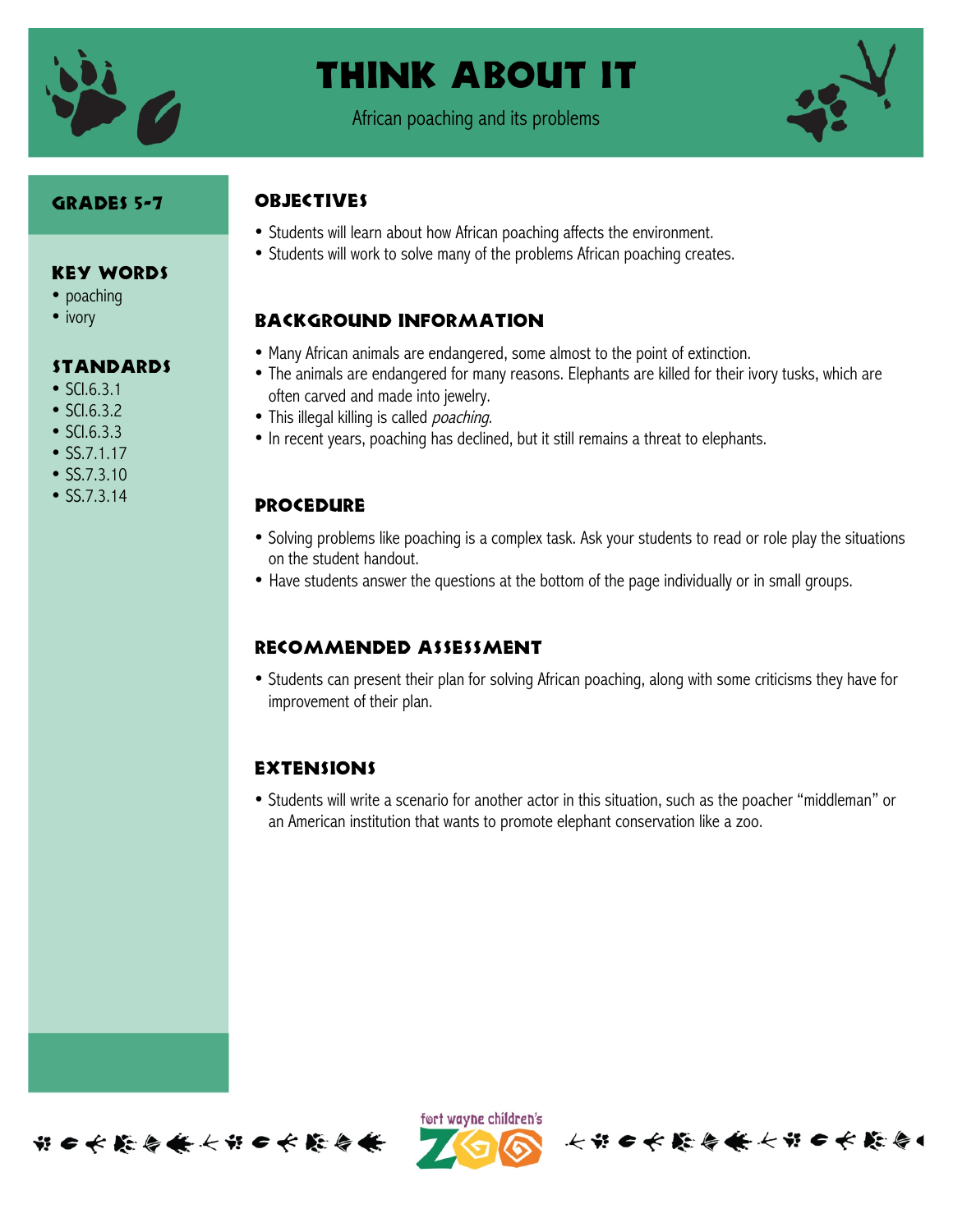# Think About It

African poaching and its problems

## Grades 5-7

### Key Words

- poaching
- ivory

### Standards

- SCI.6.3.1
- SCI.6.3.2
- SCI.6.3.3
- SS.7.1.17
- SS.7.3.10
- SS.7.3.14

## Objectives

- Students will learn about how African poaching affects the environment.
- Students will work to solve many of the problems African poaching creates.

## Background Information

- Many African animals are endangered, some almost to the point of extinction.
- The animals are endangered for many reasons. Elephants are killed for their ivory tusks, which are often carved and made into jewelry.
- This illegal killing is called *poaching*.
- In recent years, poaching has declined, but it still remains a threat to elephants.

## Procedure

- Solving problems like poaching is a complex task. Ask your students to read or role play the situations on the student handout.
- Have students answer the questions at the bottom of the page individually or in small groups.

## Recommended Assessment

- Students can present their plan for solving African poaching, along with some criticisms they have for improvement of their plan.

## Extensions

- Students will write a scenario for another actor in this situation, such as the poacher "middleman" or an American institution that wants to promote elephant conservation like a zoo.

fort wayne children's ZOO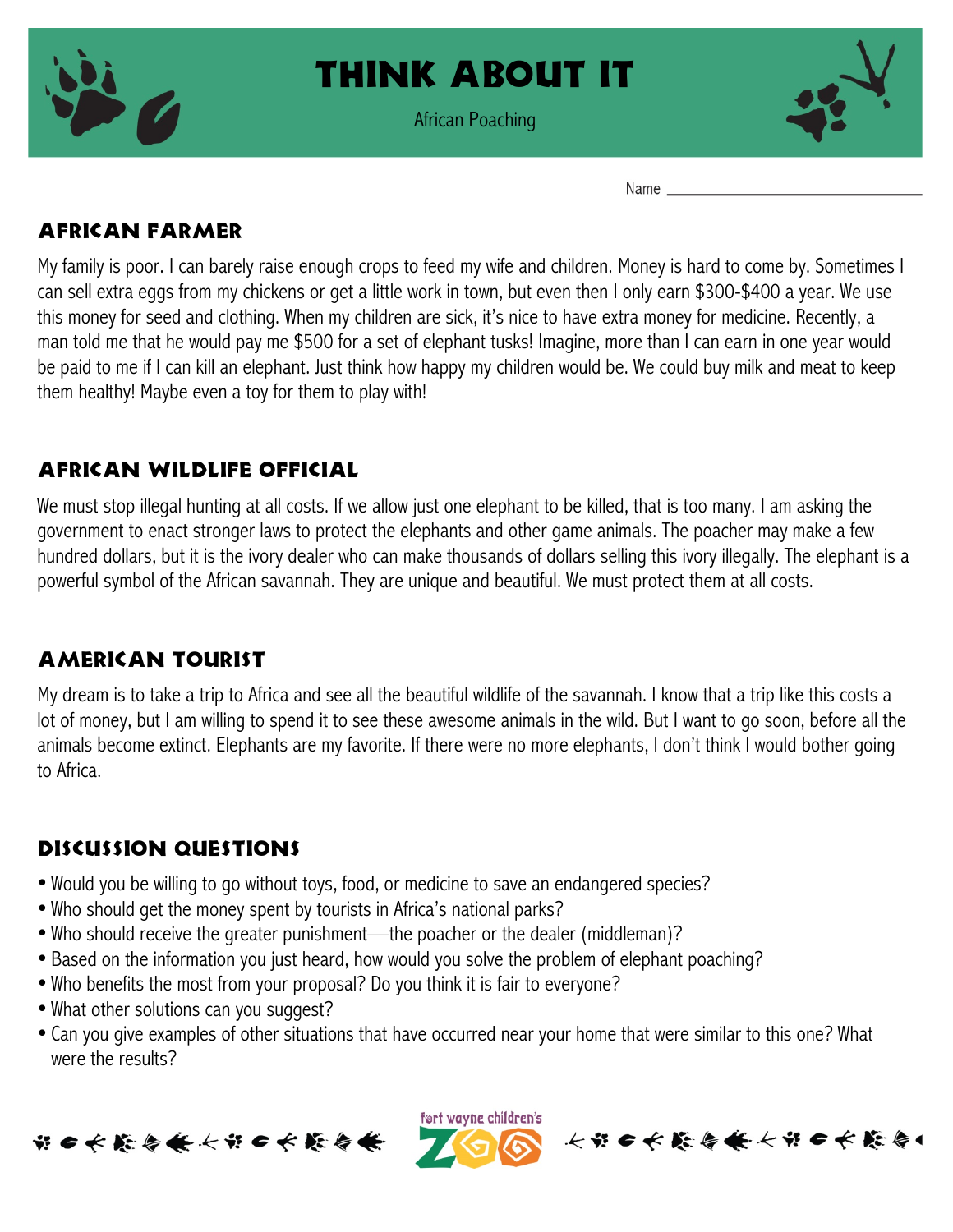# THINK ABOUT IT

African Poaching

Name ______________________

## AFRICAN FARMER

My family is poor. I can barely raise enough crops to feed my wife and children. Money is hard to come by. Sometimes I can sell extra eggs from my chickens or get a little work in town, but even then I only earn $300-$400 a year. We use this money for seed and clothing. When my children are sick, it's nice to have extra money for medicine. Recently, a man told me that he would pay me $500 for a set of elephant tusks! Imagine, more than I can earn in one year would be paid to me if I can kill an elephant. Just think how happy my children would be. We could buy milk and meat to keep them healthy! Maybe even a toy for them to play with!

## AFRICAN WILDLIFE OFFICIAL

We must stop illegal hunting at all costs. If we allow just one elephant to be killed, that is too many. I am asking the government to enact stronger laws to protect the elephants and other game animals. The poacher may make a few hundred dollars, but it is the ivory dealer who can make thousands of dollars selling this ivory illegally. The elephant is a powerful symbol of the African savannah. They are unique and beautiful. We must protect them at all costs.

## AMERICAN TOURIST

My dream is to take a trip to Africa and see all the beautiful wildlife of the savannah. I know that a trip like this costs a lot of money, but I am willing to spend it to see these awesome animals in the wild. But I want to go soon, before all the animals become extinct. Elephants are my favorite. If there were no more elephants, I don't think I would bother going to Africa.

## DISCUSSION QUESTIONS

- Would you be willing to go without toys, food, or medicine to save an endangered species?
- Who should get the money spent by tourists in Africa's national parks?
- Who should receive the greater punishment—the poacher or the dealer (middleman)?
- Based on the information you just heard, how would you solve the problem of elephant poaching?
- Who benefits the most from your proposal? Do you think it is fair to everyone?
- What other solutions can you suggest?
- Can you give examples of other situations that have occurred near your home that were similar to this one? What were the results?

fort wayne children's ZOO